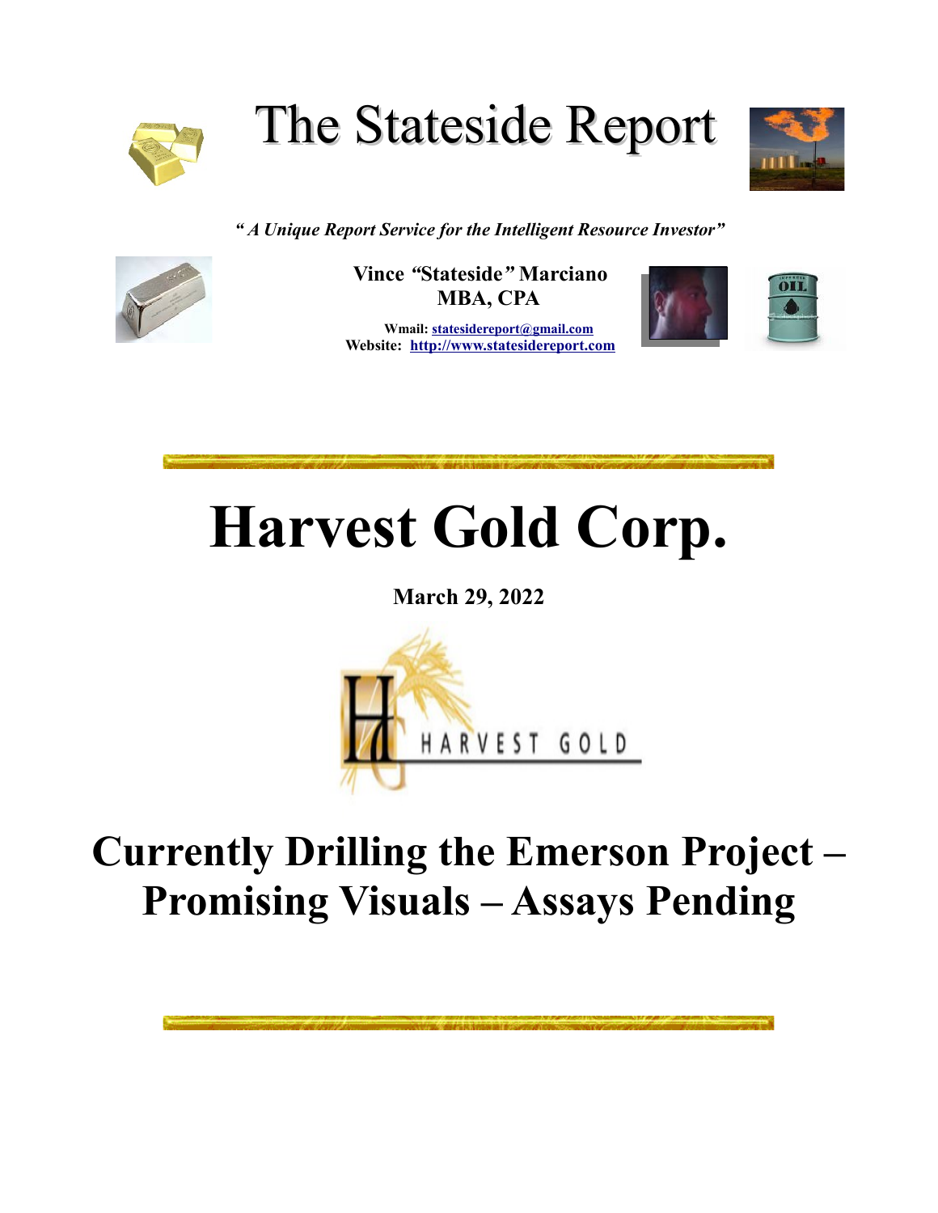# The Stateside Report

*"A Unique Report Service for the Intelligent Resource Investor"*

**Vince "Stateside" Marciano**
**MBA, CPA**

**Wmail: statesidereport@gmail.com**
**Website: http://www.statesidereport.com**

# Harvest Gold Corp.

**March 29, 2022**

HARVEST GOLD

## Currently Drilling the Emerson Project – Promising Visuals – Assays Pending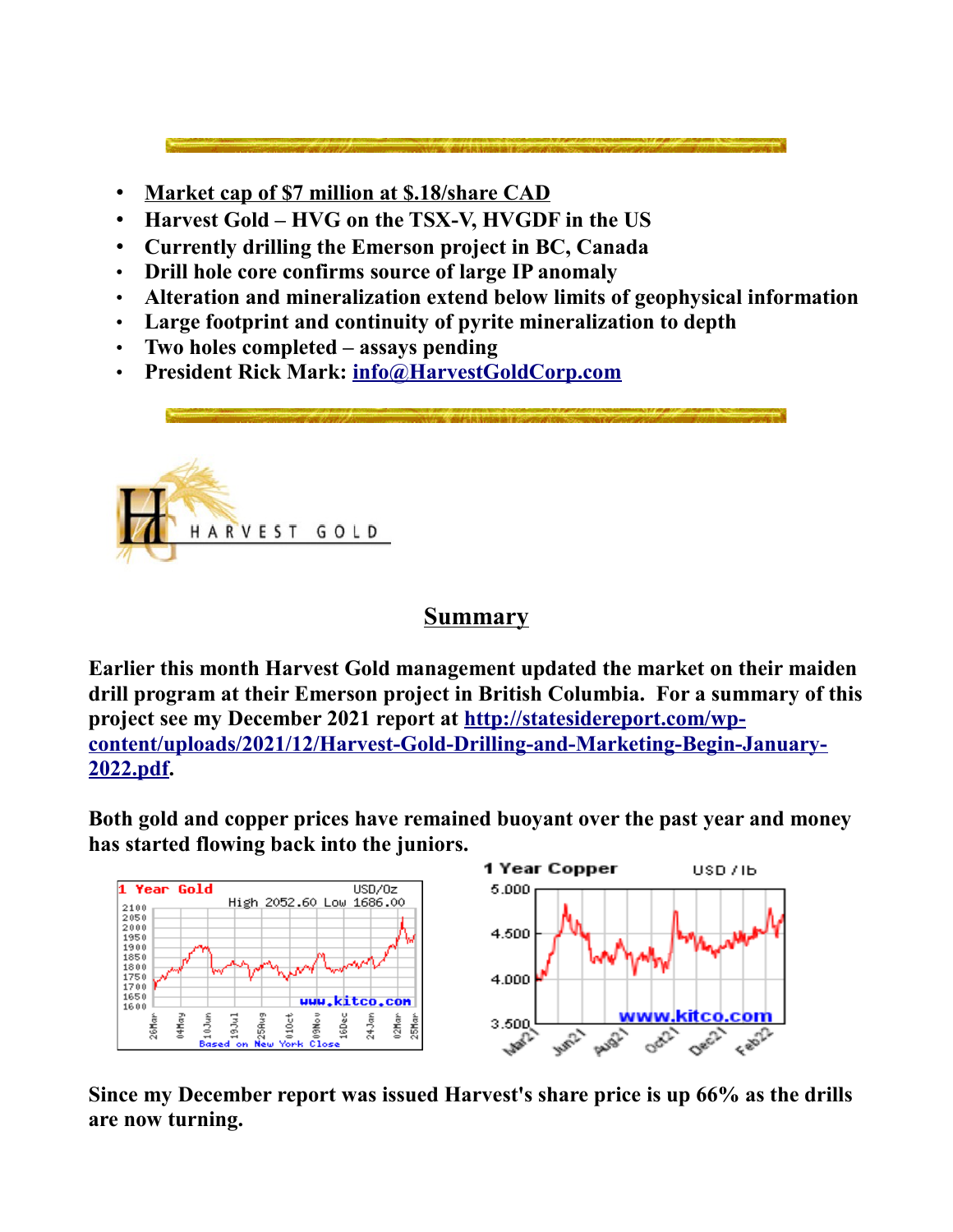- **Market cap of $7 million at $.18/share CAD**
- **Harvest Gold – HVG on the TSX-V, HVGDF in the US**
- **Currently drilling the Emerson project in BC, Canada**
- **Drill hole core confirms source of large IP anomaly**
- **Alteration and mineralization extend below limits of geophysical information**
- **Large footprint and continuity of pyrite mineralization to depth**
- **Two holes completed – assays pending**
- **President Rick Mark: [info@HarvestGoldCorp.com](mailto:info@HarvestGoldCorp.com)**

## Summary

**Earlier this month Harvest Gold management updated the market on their maiden drill program at their Emerson project in British Columbia. For a summary of this project see my December 2021 report at [http://statesidereport.com/wp-content/uploads/2021/12/Harvest-Gold-Drilling-and-Marketing-Begin-January-2022.pdf](http://statesidereport.com/wp-content/uploads/2021/12/Harvest-Gold-Drilling-and-Marketing-Begin-January-2022.pdf).**

**Both gold and copper prices have remained buoyant over the past year and money has started flowing back into the juniors.**

**Since my December report was issued Harvest's share price is up 66% as the drills are now turning.**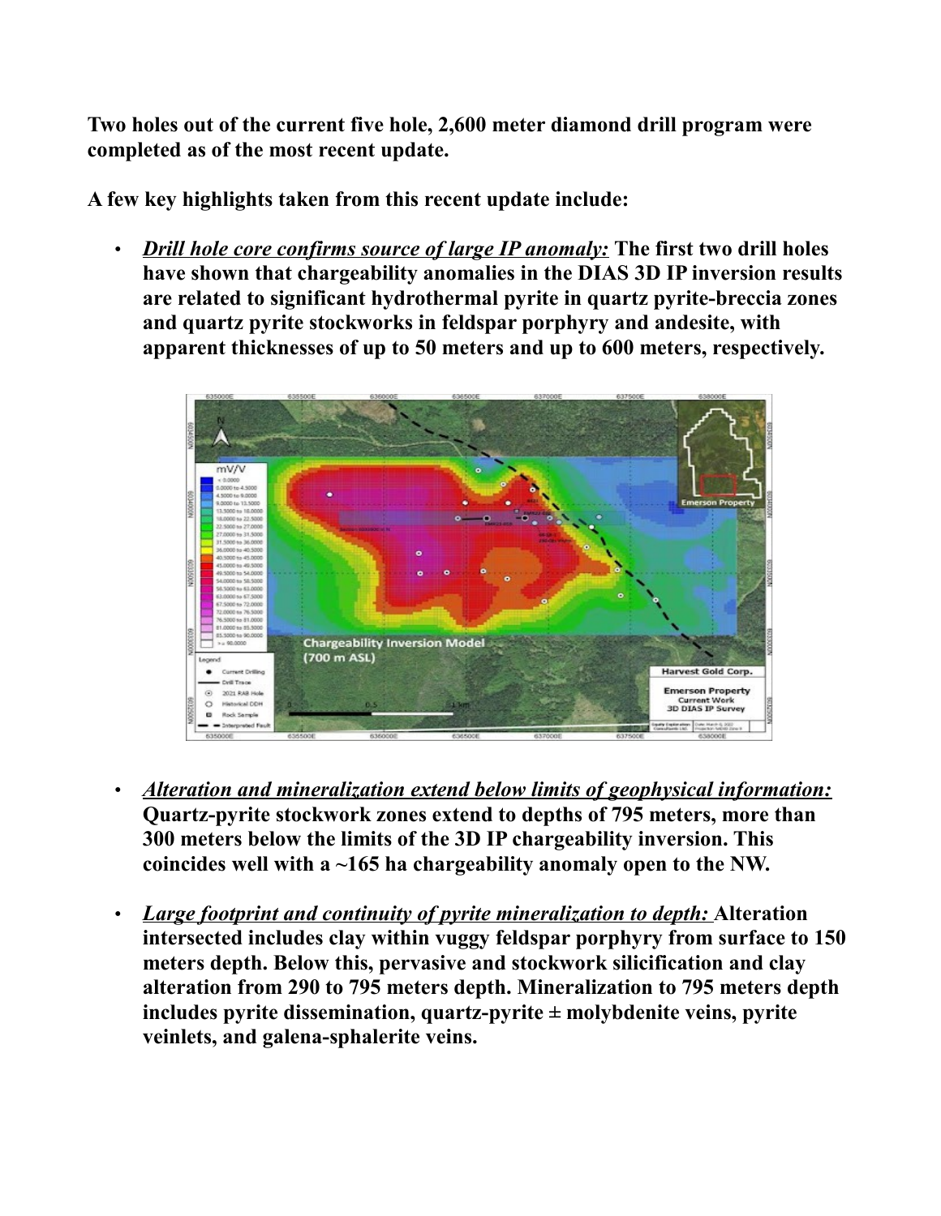**Two holes out of the current five hole, 2,600 meter diamond drill program were completed as of the most recent update.**

**A few key highlights taken from this recent update include:**

- ***Drill hole core confirms source of large IP anomaly:*** **The first two drill holes have shown that chargeability anomalies in the DIAS 3D IP inversion results are related to significant hydrothermal pyrite in quartz pyrite-breccia zones and quartz pyrite stockworks in feldspar porphyry and andesite, with apparent thicknesses of up to 50 meters and up to 600 meters, respectively.**

- ***Alteration and mineralization extend below limits of geophysical information:*** **Quartz-pyrite stockwork zones extend to depths of 795 meters, more than 300 meters below the limits of the 3D IP chargeability inversion. This coincides well with a ~165 ha chargeability anomaly open to the NW.**

- ***Large footprint and continuity of pyrite mineralization to depth:*** **Alteration intersected includes clay within vuggy feldspar porphyry from surface to 150 meters depth. Below this, pervasive and stockwork silicification and clay alteration from 290 to 795 meters depth. Mineralization to 795 meters depth includes pyrite dissemination, quartz-pyrite ± molybdenite veins, pyrite veinlets, and galena-sphalerite veins.**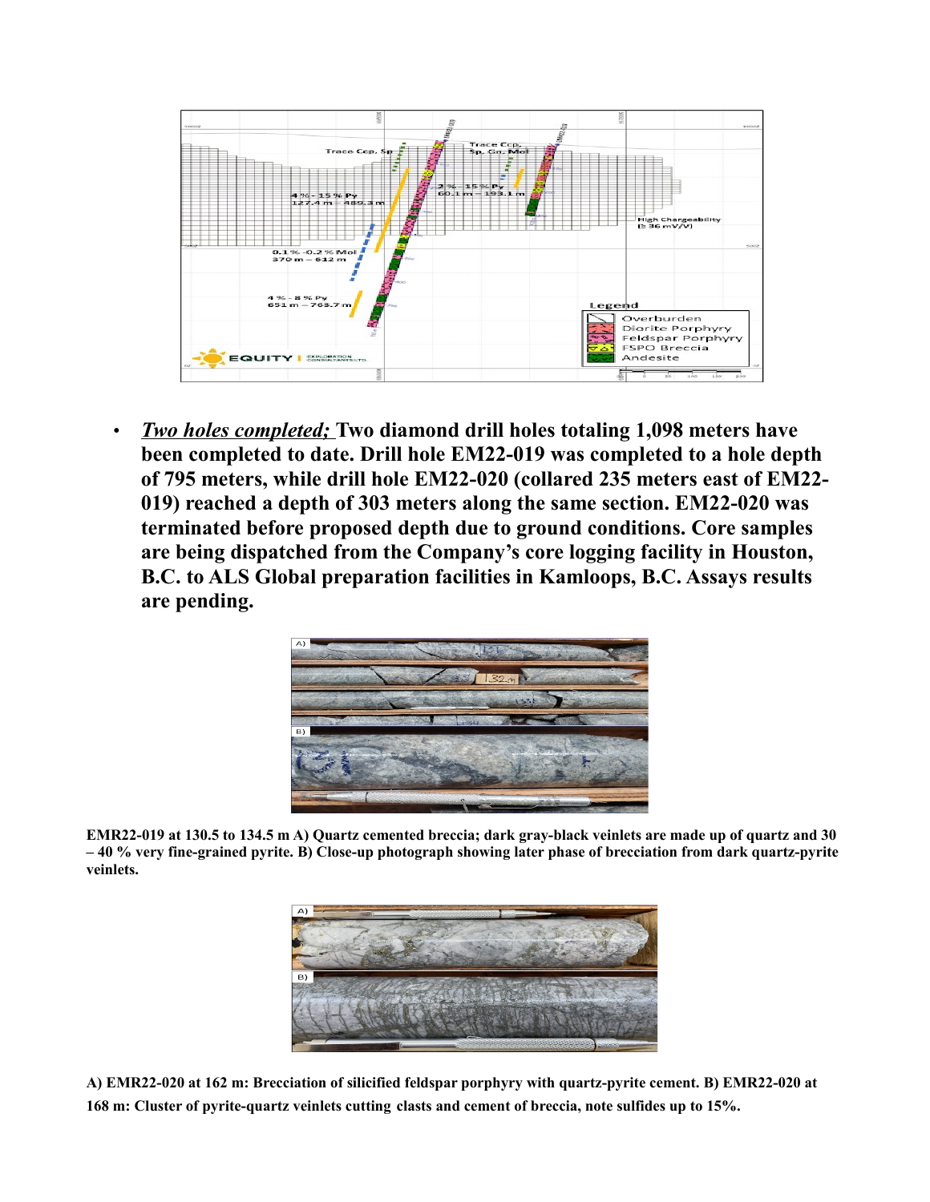- ***Two holes completed;*** **Two diamond drill holes totaling 1,098 meters have been completed to date. Drill hole EM22-019 was completed to a hole depth of 795 meters, while drill hole EM22-020 (collared 235 meters east of EM22-019) reached a depth of 303 meters along the same section. EM22-020 was terminated before proposed depth due to ground conditions. Core samples are being dispatched from the Company's core logging facility in Houston, B.C. to ALS Global preparation facilities in Kamloops, B.C. Assays results are pending.**

**EMR22-019 at 130.5 to 134.5 m A) Quartz cemented breccia; dark gray-black veinlets are made up of quartz and 30 – 40 % very fine-grained pyrite. B) Close-up photograph showing later phase of brecciation from dark quartz-pyrite veinlets.**

**A) EMR22-020 at 162 m: Brecciation of silicified feldspar porphyry with quartz-pyrite cement. B) EMR22-020 at 168 m: Cluster of pyrite-quartz veinlets cutting clasts and cement of breccia, note sulfides up to 15%.**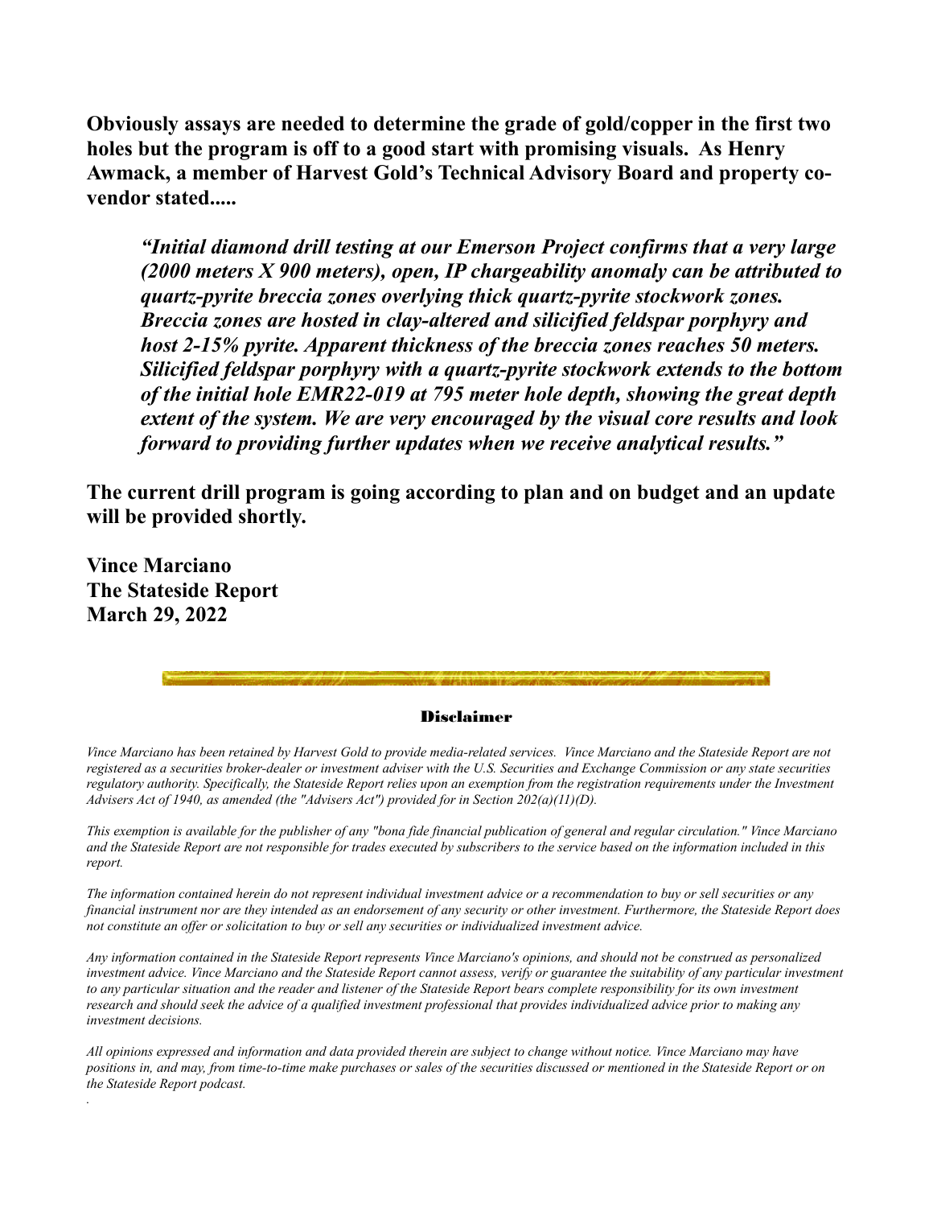**Obviously assays are needed to determine the grade of gold/copper in the first two holes but the program is off to a good start with promising visuals. As Henry Awmack, a member of Harvest Gold's Technical Advisory Board and property co-vendor stated.....**

> ***"Initial diamond drill testing at our Emerson Project confirms that a very large (2000 meters X 900 meters), open, IP chargeability anomaly can be attributed to quartz-pyrite breccia zones overlying thick quartz-pyrite stockwork zones. Breccia zones are hosted in clay-altered and silicified feldspar porphyry and host 2-15% pyrite. Apparent thickness of the breccia zones reaches 50 meters. Silicified feldspar porphyry with a quartz-pyrite stockwork extends to the bottom of the initial hole EMR22-019 at 795 meter hole depth, showing the great depth extent of the system. We are very encouraged by the visual core results and look forward to providing further updates when we receive analytical results."***

**The current drill program is going according to plan and on budget and an update will be provided shortly.**

**Vince Marciano**
**The Stateside Report**
**March 29, 2022**

---

## Disclaimer

*Vince Marciano has been retained by Harvest Gold to provide media-related services. Vince Marciano and the Stateside Report are not registered as a securities broker-dealer or investment adviser with the U.S. Securities and Exchange Commission or any state securities regulatory authority. Specifically, the Stateside Report relies upon an exemption from the registration requirements under the Investment Advisers Act of 1940, as amended (the "Advisers Act") provided for in Section 202(a)(11)(D).*

*This exemption is available for the publisher of any "bona fide financial publication of general and regular circulation." Vince Marciano and the Stateside Report are not responsible for trades executed by subscribers to the service based on the information included in this report.*

*The information contained herein do not represent individual investment advice or a recommendation to buy or sell securities or any financial instrument nor are they intended as an endorsement of any security or other investment. Furthermore, the Stateside Report does not constitute an offer or solicitation to buy or sell any securities or individualized investment advice.*

*Any information contained in the Stateside Report represents Vince Marciano's opinions, and should not be construed as personalized investment advice. Vince Marciano and the Stateside Report cannot assess, verify or guarantee the suitability of any particular investment to any particular situation and the reader and listener of the Stateside Report bears complete responsibility for its own investment research and should seek the advice of a qualified investment professional that provides individualized advice prior to making any investment decisions.*

*All opinions expressed and information and data provided therein are subject to change without notice. Vince Marciano may have positions in, and may, from time-to-time make purchases or sales of the securities discussed or mentioned in the Stateside Report or on the Stateside Report podcast.*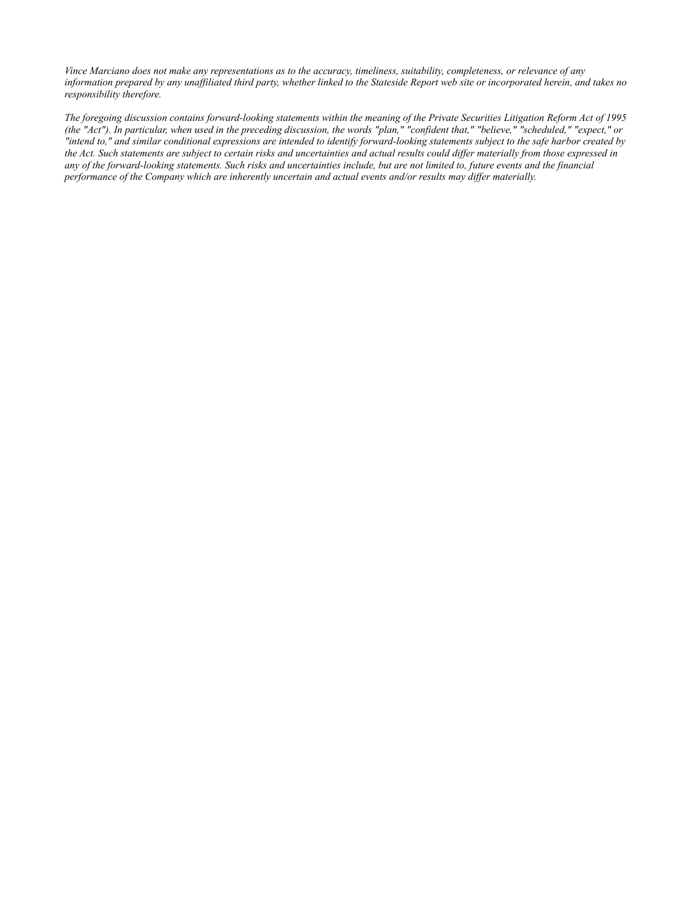*Vince Marciano does not make any representations as to the accuracy, timeliness, suitability, completeness, or relevance of any information prepared by any unaffiliated third party, whether linked to the Stateside Report web site or incorporated herein, and takes no responsibility therefore.*

*The foregoing discussion contains forward-looking statements within the meaning of the Private Securities Litigation Reform Act of 1995 (the "Act"). In particular, when used in the preceding discussion, the words "plan," "confident that," "believe," "scheduled," "expect," or "intend to," and similar conditional expressions are intended to identify forward-looking statements subject to the safe harbor created by the Act. Such statements are subject to certain risks and uncertainties and actual results could differ materially from those expressed in any of the forward-looking statements. Such risks and uncertainties include, but are not limited to, future events and the financial performance of the Company which are inherently uncertain and actual events and/or results may differ materially.*